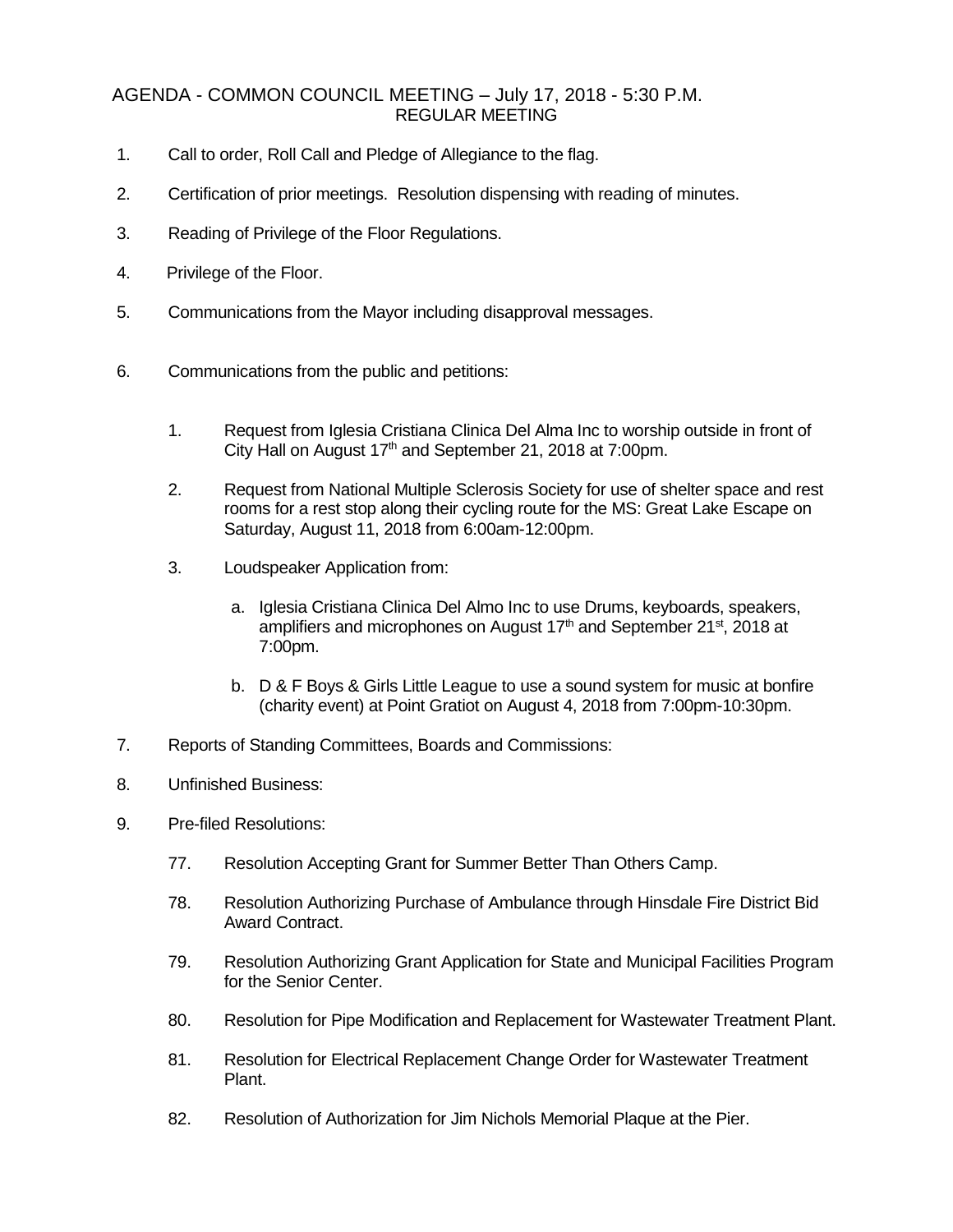# AGENDA - COMMON COUNCIL MEETING – July 17, 2018 - 5:30 P.M.

## REGULAR MEETING

1. Call to order, Roll Call and Pledge of Allegiance to the flag.

2. Certification of prior meetings. Resolution dispensing with reading of minutes.

3. Reading of Privilege of the Floor Regulations.

4. Privilege of the Floor.

5. Communications from the Mayor including disapproval messages.

6. Communications from the public and petitions:

   1. Request from Iglesia Cristiana Clinica Del Alma Inc to worship outside in front of City Hall on August 17th and September 21, 2018 at 7:00pm.

   2. Request from National Multiple Sclerosis Society for use of shelter space and rest rooms for a rest stop along their cycling route for the MS: Great Lake Escape on Saturday, August 11, 2018 from 6:00am-12:00pm.

   3. Loudspeaker Application from:

      a. Iglesia Cristiana Clinica Del Almo Inc to use Drums, keyboards, speakers, amplifiers and microphones on August 17th and September 21st, 2018 at 7:00pm.

      b. D & F Boys & Girls Little League to use a sound system for music at bonfire (charity event) at Point Gratiot on August 4, 2018 from 7:00pm-10:30pm.

7. Reports of Standing Committees, Boards and Commissions:

8. Unfinished Business:

9. Pre-filed Resolutions:

   77. Resolution Accepting Grant for Summer Better Than Others Camp.

   78. Resolution Authorizing Purchase of Ambulance through Hinsdale Fire District Bid Award Contract.

   79. Resolution Authorizing Grant Application for State and Municipal Facilities Program for the Senior Center.

   80. Resolution for Pipe Modification and Replacement for Wastewater Treatment Plant.

   81. Resolution for Electrical Replacement Change Order for Wastewater Treatment Plant.

   82. Resolution of Authorization for Jim Nichols Memorial Plaque at the Pier.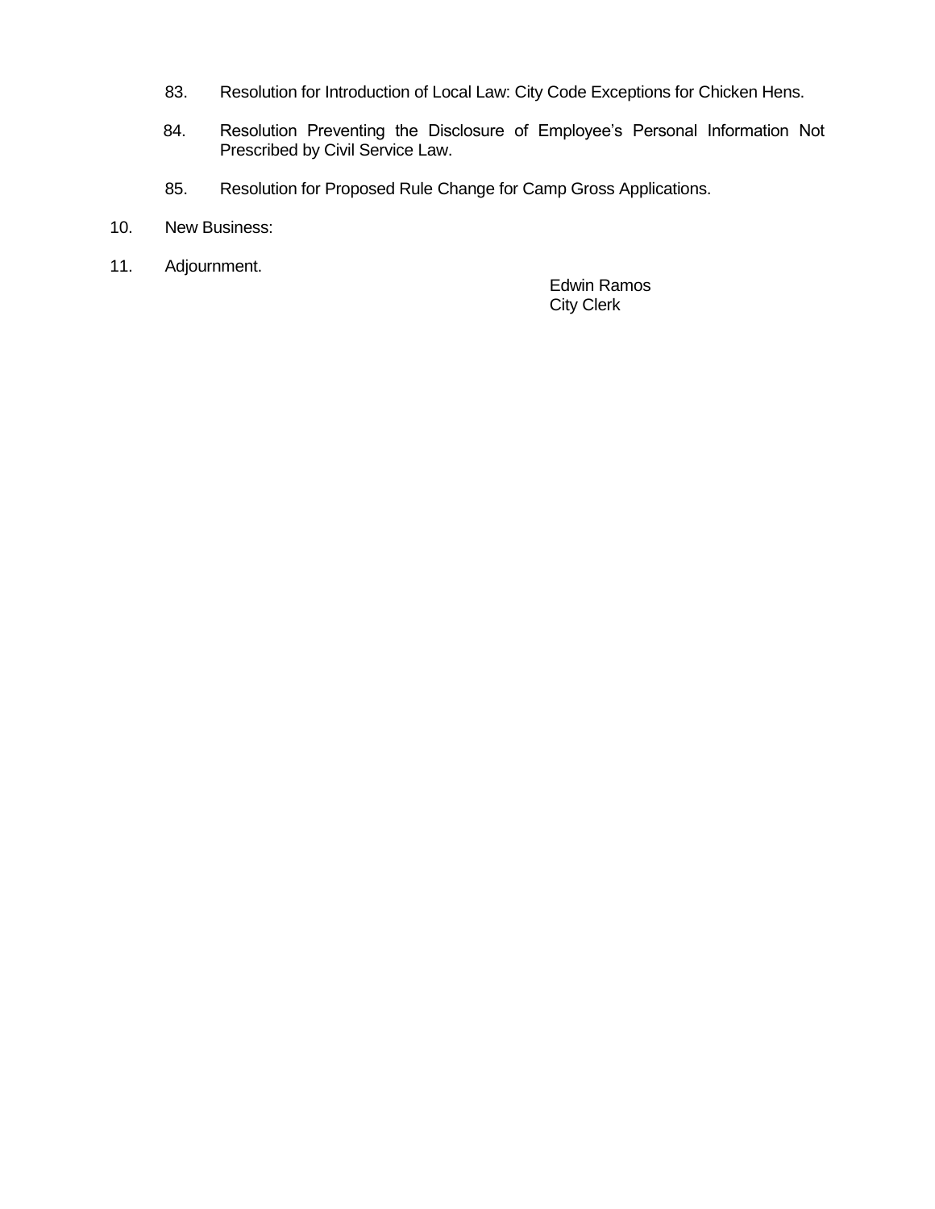83. Resolution for Introduction of Local Law: City Code Exceptions for Chicken Hens.

84. Resolution Preventing the Disclosure of Employee's Personal Information Not Prescribed by Civil Service Law.

85. Resolution for Proposed Rule Change for Camp Gross Applications.

10. New Business:

11. Adjournment.

Edwin Ramos
City Clerk